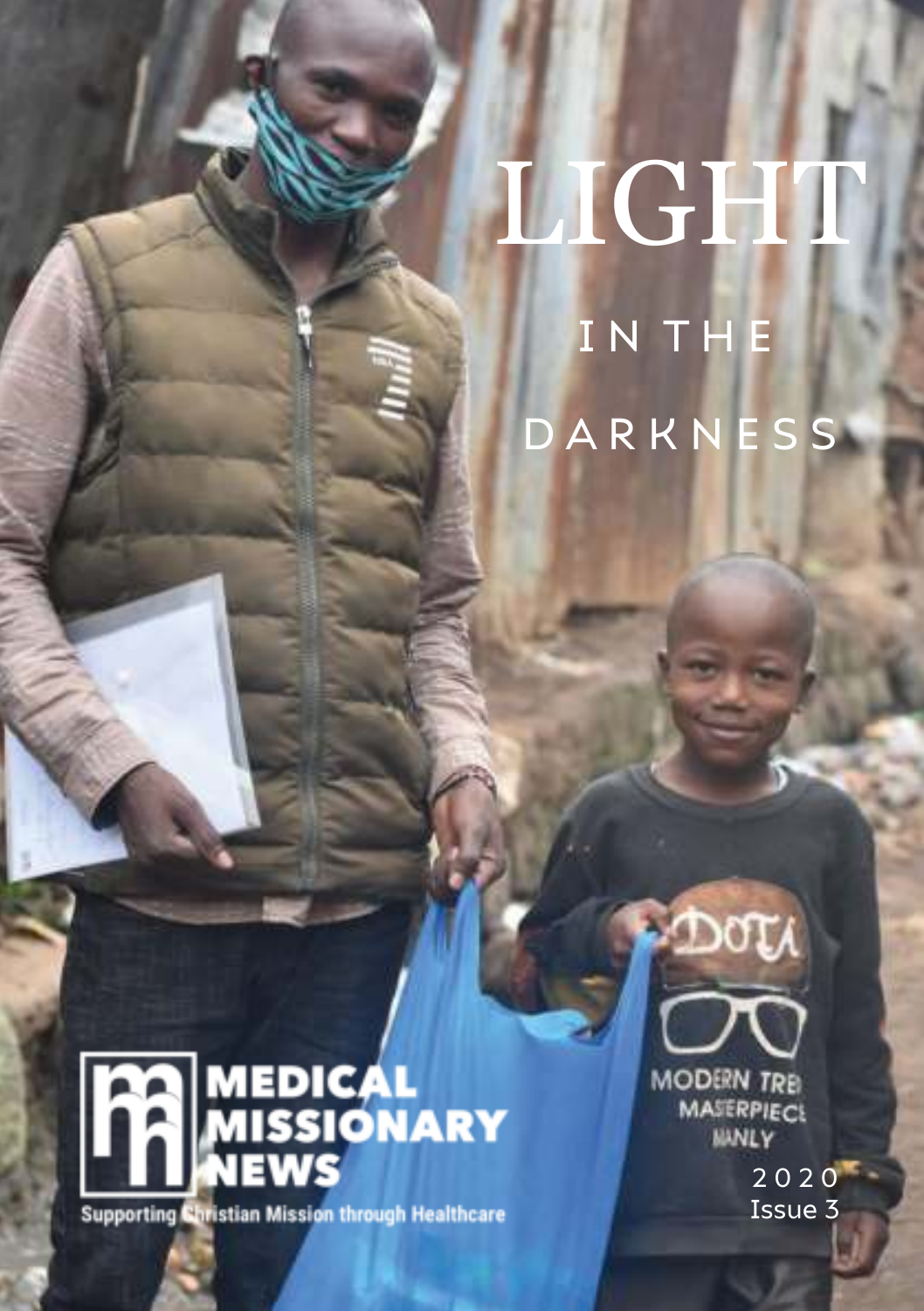# LIGHT

## IN THE DARKNESS

**MEDICAL MISSIONARY NEWS**

Supporting Christian Mission through Healthcare

2020
Issue 3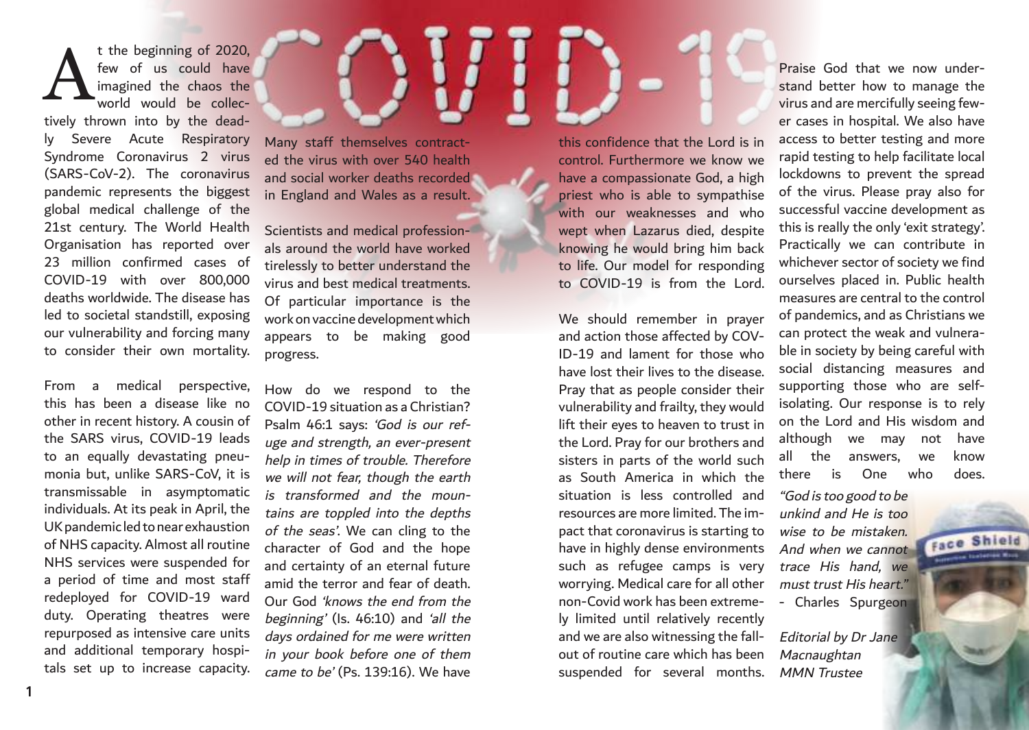# COVID-19

At the beginning of 2020, few of us could have imagined the chaos the world would be collectively thrown into by the deadly Severe Acute Respiratory Syndrome Coronavirus 2 virus (SARS-CoV-2). The coronavirus pandemic represents the biggest global medical challenge of the 21st century. The World Health Organisation has reported over 23 million confirmed cases of COVID-19 with over 800,000 deaths worldwide. The disease has led to societal standstill, exposing our vulnerability and forcing many to consider their own mortality.

From a medical perspective, this has been a disease like no other in recent history. A cousin of the SARS virus, COVID-19 leads to an equally devastating pneumonia but, unlike SARS-CoV, it is transmissable in asymptomatic individuals. At its peak in April, the UK pandemic led to near exhaustion of NHS capacity. Almost all routine NHS services were suspended for a period of time and most staff redeployed for COVID-19 ward duty. Operating theatres were repurposed as intensive care units and additional temporary hospitals set up to increase capacity. Many staff themselves contracted the virus with over 540 health and social worker deaths recorded in England and Wales as a result.

Scientists and medical professionals around the world have worked tirelessly to better understand the virus and best medical treatments. Of particular importance is the work on vaccine development which appears to be making good progress.

How do we respond to the COVID-19 situation as a Christian? Psalm 46:1 says: *'God is our refuge and strength, an ever-present help in times of trouble. Therefore we will not fear, though the earth is transformed and the mountains are toppled into the depths of the seas'.* We can cling to the character of God and the hope and certainty of an eternal future amid the terror and fear of death. Our God *'knows the end from the beginning'* (Is. 46:10) and *'all the days ordained for me were written in your book before one of them came to be'* (Ps. 139:16). We have this confidence that the Lord is in control. Furthermore we know we have a compassionate God, a high priest who is able to sympathise with our weaknesses and who wept when Lazarus died, despite knowing he would bring him back to life. Our model for responding to COVID-19 is from the Lord.

We should remember in prayer and action those affected by COVID-19 and lament for those who have lost their lives to the disease. Pray that as people consider their vulnerability and frailty, they would lift their eyes to heaven to trust in the Lord. Pray for our brothers and sisters in parts of the world such as South America in which the situation is less controlled and resources are more limited. The impact that coronavirus is starting to have in highly dense environments such as refugee camps is very worrying. Medical care for all other non-Covid work has been extremely limited until relatively recently and we are also witnessing the fallout of routine care which has been suspended for several months.

Praise God that we now understand better how to manage the virus and are mercifully seeing fewer cases in hospital. We also have access to better testing and more rapid testing to help facilitate local lockdowns to prevent the spread of the virus. Please pray also for successful vaccine development as this is really the only 'exit strategy'. Practically we can contribute in whichever sector of society we find ourselves placed in. Public health measures are central to the control of pandemics, and as Christians we can protect the weak and vulnerable in society by being careful with social distancing measures and supporting those who are self-isolating. Our response is to rely on the Lord and His wisdom and although we may not have all the answers, we know there is One who does.

*"God is too good to be unkind and He is too wise to be mistaken. And when we cannot trace His hand, we must trust His heart."*
- Charles Spurgeon

*Editorial by Dr Jane Macnaughtan MMN Trustee*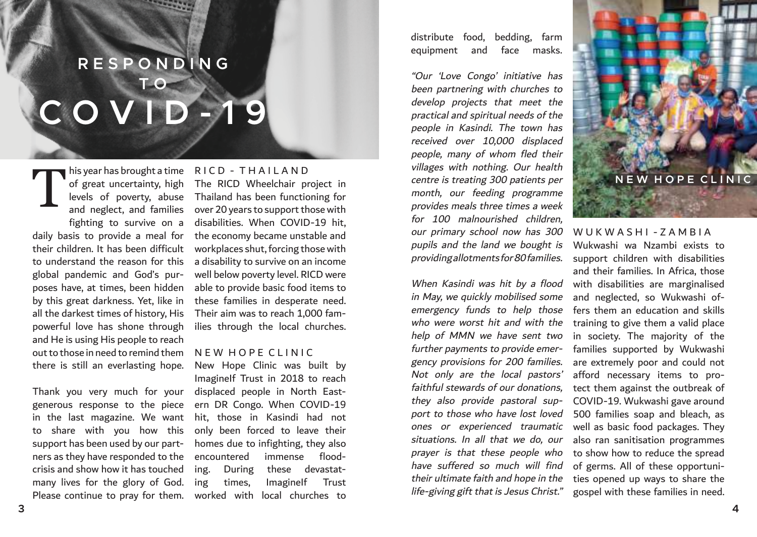# RESPONDING TO COVID-19

This year has brought a time of great uncertainty, high levels of poverty, abuse and neglect, and families fighting to survive on a daily basis to provide a meal for their children. It has been difficult to understand the reason for this global pandemic and God's purposes have, at times, been hidden by this great darkness. Yet, like in all the darkest times of history, His powerful love has shone through and He is using His people to reach out to those in need to remind them there is still an everlasting hope.

Thank you very much for your generous response to the piece in the last magazine. We want to share with you how this support has been used by our partners as they have responded to the crisis and show how it has touched many lives for the glory of God. Please continue to pray for them.

## RICD - THAILAND

The RICD Wheelchair project in Thailand has been functioning for over 20 years to support those with disabilities. When COVID-19 hit, the economy became unstable and workplaces shut, forcing those with a disability to survive on an income well below poverty level. RICD were able to provide basic food items to these families in desperate need. Their aim was to reach 1,000 families through the local churches.

## NEW HOPE CLINIC

New Hope Clinic was built by ImagineIf Trust in 2018 to reach displaced people in North Eastern DR Congo. When COVID-19 hit, those in Kasindi had not only been forced to leave their homes due to infighting, they also encountered immense flooding. During these devastating times, ImagineIf Trust worked with local churches to distribute food, bedding, farm equipment and face masks.

*"Our 'Love Congo' initiative has been partnering with churches to develop projects that meet the practical and spiritual needs of the people in Kasindi. The town has received over 10,000 displaced people, many of whom fled their villages with nothing. Our health centre is treating 300 patients per month, our feeding programme provides meals three times a week for 100 malnourished children, our primary school now has 300 pupils and the land we bought is providing allotments for 80 families.*

*When Kasindi was hit by a flood in May, we quickly mobilised some emergency funds to help those who were worst hit and with the help of MMN we have sent two further payments to provide emergency provisions for 200 families. Not only are the local pastors' faithful stewards of our donations, they also provide pastoral support to those who have lost loved ones or experienced traumatic situations. In all that we do, our prayer is that these people who have suffered so much will find their ultimate faith and hope in the life-giving gift that is Jesus Christ."*

NEW HOPE CLINIC

## WUKWASHI - ZAMBIA

Wukwashi wa Nzambi exists to support children with disabilities and their families. In Africa, those with disabilities are marginalised and neglected, so Wukwashi offers them an education and skills training to give them a valid place in society. The majority of the families supported by Wukwashi are extremely poor and could not afford necessary items to protect them against the outbreak of COVID-19. Wukwashi gave around 500 families soap and bleach, as well as basic food packages. They also ran sanitisation programmes to show how to reduce the spread of germs. All of these opportunities opened up ways to share the gospel with these families in need.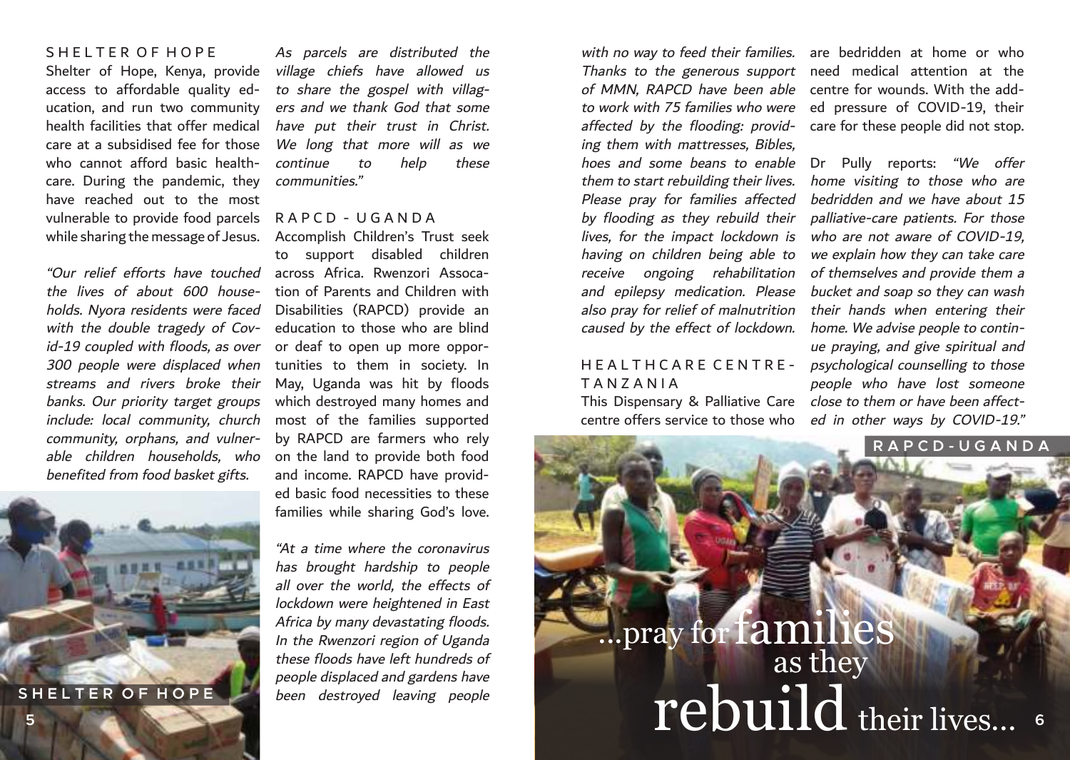## SHELTER OF HOPE

Shelter of Hope, Kenya, provide access to affordable quality education, and run two community health facilities that offer medical care at a subsidised fee for those who cannot afford basic healthcare. During the pandemic, they have reached out to the most vulnerable to provide food parcels while sharing the message of Jesus.

*"Our relief efforts have touched the lives of about 600 households. Nyora residents were faced with the double tragedy of Covid-19 coupled with floods, as over 300 people were displaced when streams and rivers broke their banks. Our priority target groups include: local community, church community, orphans, and vulnerable children households, who benefited from food basket gifts. As parcels are distributed the village chiefs have allowed us to share the gospel with villagers and we thank God that some have put their trust in Christ. We long that more will as we continue to help these communities."*

SHELTER OF HOPE

## RAPCD - UGANDA

Accomplish Children's Trust seek to support disabled children across Africa. Rwenzori Assocation of Parents and Children with Disabilities (RAPCD) provide an education to those who are blind or deaf to open up more opportunities to them in society. In May, Uganda was hit by floods which destroyed many homes and most of the families supported by RAPCD are farmers who rely on the land to provide both food and income. RAPCD have provided basic food necessities to these families while sharing God's love.

*"At a time where the coronavirus has brought hardship to people all over the world, the effects of lockdown were heightened in East Africa by many devastating floods. In the Rwenzori region of Uganda these floods have left hundreds of people displaced and gardens have been destroyed leaving people with no way to feed their families. Thanks to the generous support of MMN, RAPCD have been able to work with 75 families who were affected by the flooding: providing them with mattresses, Bibles, hoes and some beans to enable them to start rebuilding their lives. Please pray for families affected by flooding as they rebuild their lives, for the impact lockdown is having on children being able to receive ongoing rehabilitation and epilepsy medication. Please also pray for relief of malnutrition caused by the effect of lockdown.*

## HEALTHCARE CENTRE - TANZANIA

This Dispensary & Palliative Care centre offers service to those who are bedridden at home or who need medical attention at the centre for wounds. With the added pressure of COVID-19, their care for these people did not stop.

Dr Pully reports: *"We offer home visiting to those who are bedridden and we have about 15 palliative-care patients. For those who are not aware of COVID-19, we explain how they can take care of themselves and provide them a bucket and soap so they can wash their hands when entering their home. We advise people to continue praying, and give spiritual and psychological counselling to those people who have lost someone close to them or have been affected in other ways by COVID-19."*

RAPCD-UGANDA

...pray for families as they rebuild their lives...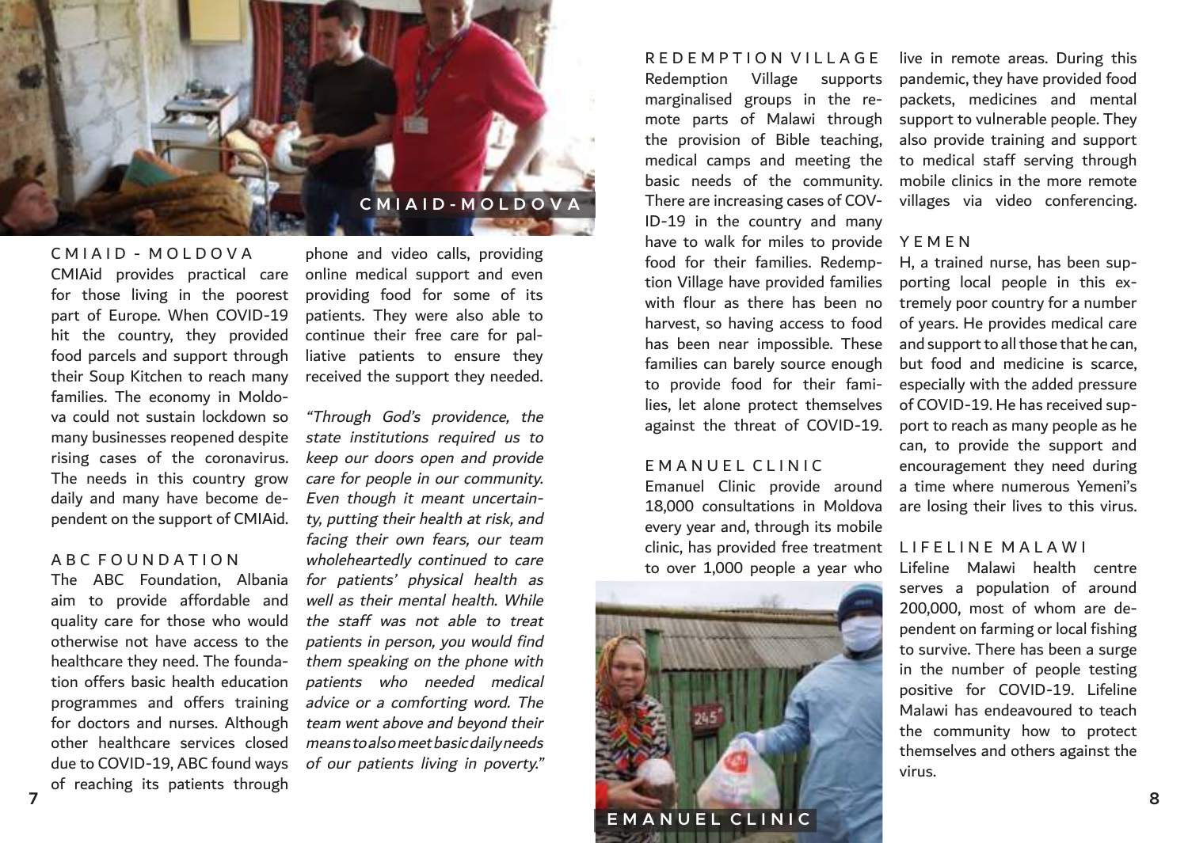## CMIAID - MOLDOVA

CMIAid provides practical care for those living in the poorest part of Europe. When COVID-19 hit the country, they provided food parcels and support through their Soup Kitchen to reach many families. The economy in Moldova could not sustain lockdown so many businesses reopened despite rising cases of the coronavirus. The needs in this country grow daily and many have become dependent on the support of CMIAid.

## ABC FOUNDATION

The ABC Foundation, Albania aim to provide affordable and quality care for those who would otherwise not have access to the healthcare they need. The foundation offers basic health education programmes and offers training for doctors and nurses. Although other healthcare services closed due to COVID-19, ABC found ways of reaching its patients through phone and video calls, providing online medical support and even providing food for some of its patients. They were also able to continue their free care for palliative patients to ensure they received the support they needed.

*"Through God's providence, the state institutions required us to keep our doors open and provide care for people in our community. Even though it meant uncertainty, putting their health at risk, and facing their own fears, our team wholeheartedly continued to care for patients' physical health as well as their mental health. While the staff was not able to treat patients in person, you would find them speaking on the phone with patients who needed medical advice or a comforting word. The team went above and beyond their means to also meet basic daily needs of our patients living in poverty."*

## REDEMPTION VILLAGE

Redemption Village supports marginalised groups in the remote parts of Malawi through the provision of Bible teaching, medical camps and meeting the basic needs of the community. There are increasing cases of COVID-19 in the country and many have to walk for miles to provide food for their families. Redemption Village have provided families with flour as there has been no harvest, so having access to food has been near impossible. These families can barely source enough to provide food for their families, let alone protect themselves against the threat of COVID-19.

## EMANUEL CLINIC

Emanuel Clinic provide around 18,000 consultations in Moldova every year and, through its mobile clinic, has provided free treatment to over 1,000 people a year who live in remote areas. During this pandemic, they have provided food packets, medicines and mental support to vulnerable people. They also provide training and support to medical staff serving through mobile clinics in the more remote villages via video conferencing.

## YEMEN

H, a trained nurse, has been supporting local people in this extremely poor country for a number of years. He provides medical care and support to all those that he can, but food and medicine is scarce, especially with the added pressure of COVID-19. He has received support to reach as many people as he can, to provide the support and encouragement they need during a time where numerous Yemeni's are losing their lives to this virus.

## LIFELINE MALAWI

Lifeline Malawi health centre serves a population of around 200,000, most of whom are dependent on farming or local fishing to survive. There has been a surge in the number of people testing positive for COVID-19. Lifeline Malawi has endeavoured to teach the community how to protect themselves and others against the virus.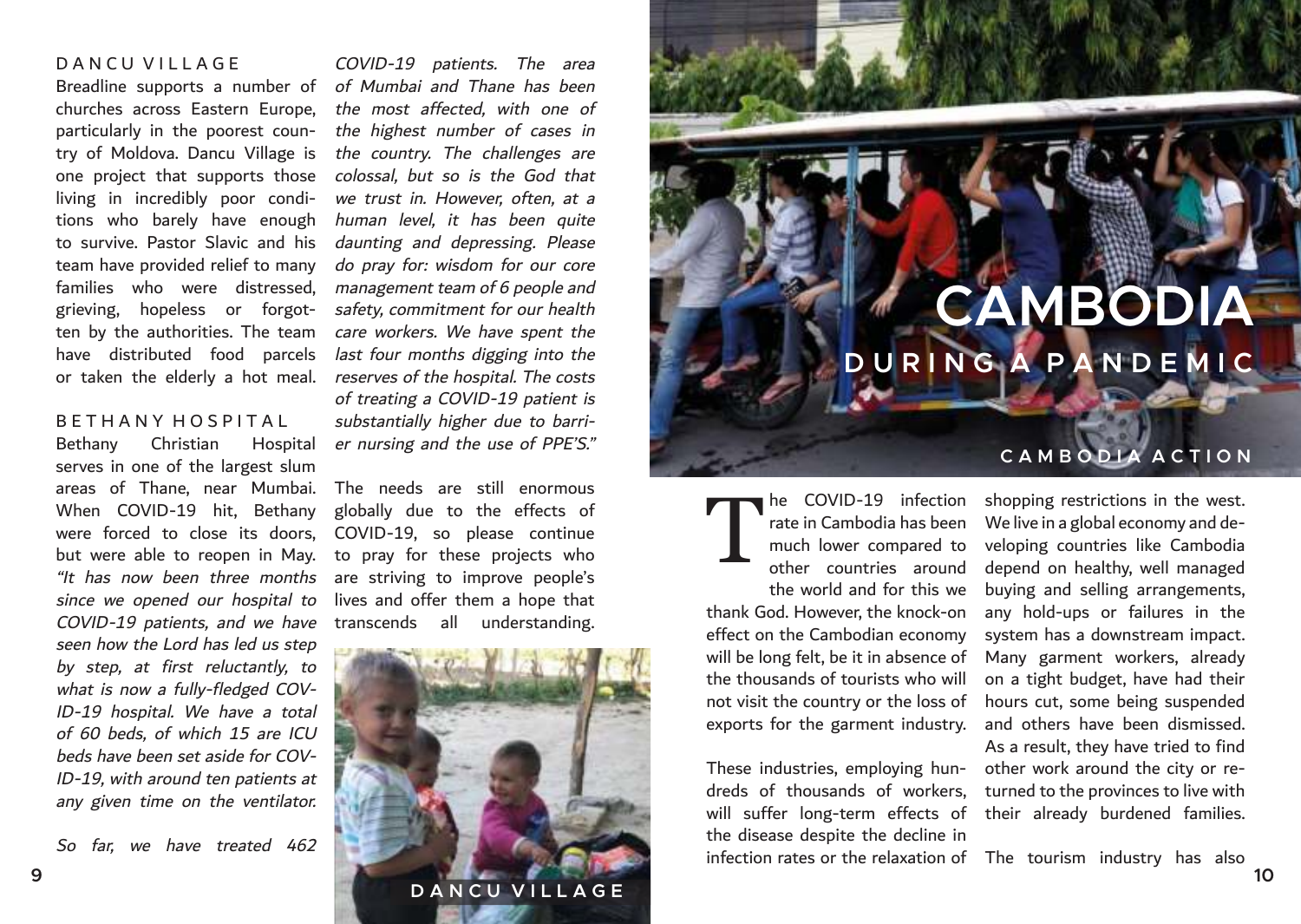### DANCU VILLAGE

Breadline supports a number of churches across Eastern Europe, particularly in the poorest country of Moldova. Dancu Village is one project that supports those living in incredibly poor conditions who barely have enough to survive. Pastor Slavic and his team have provided relief to many families who were distressed, grieving, hopeless or forgotten by the authorities. The team have distributed food parcels or taken the elderly a hot meal.

### BETHANY HOSPITAL

Bethany Christian Hospital serves in one of the largest slum areas of Thane, near Mumbai. When COVID-19 hit, Bethany were forced to close its doors, but were able to reopen in May. *"It has now been three months since we opened our hospital to COVID-19 patients, and we have seen how the Lord has led us step by step, at first reluctantly, to what is now a fully-fledged COVID-19 hospital. We have a total of 60 beds, of which 15 are ICU beds have been set aside for COVID-19, with around ten patients at any given time on the ventilator.*

*So far, we have treated 462 COVID-19 patients. The area of Mumbai and Thane has been the most affected, with one of the highest number of cases in the country. The challenges are colossal, but so is the God that we trust in. However, often, at a human level, it has been quite daunting and depressing. Please do pray for: wisdom for our core management team of 6 people and safety, commitment for our health care workers. We have spent the last four months digging into the reserves of the hospital. The costs of treating a COVID-19 patient is substantially higher due to barrier nursing and the use of PPE'S."*

The needs are still enormous globally due to the effects of COVID-19, so please continue to pray for these projects who are striving to improve people's lives and offer them a hope that transcends all understanding.

DANCU VILLAGE

# CAMBODIA

## DURING A PANDEMIC

CAMBODIA ACTION

The COVID-19 infection rate in Cambodia has been much lower compared to other countries around the world and for this we thank God. However, the knock-on effect on the Cambodian economy will be long felt, be it in absence of the thousands of tourists who will not visit the country or the loss of exports for the garment industry.

These industries, employing hundreds of thousands of workers, will suffer long-term effects of the disease despite the decline in infection rates or the relaxation of shopping restrictions in the west. We live in a global economy and developing countries like Cambodia depend on healthy, well managed buying and selling arrangements, any hold-ups or failures in the system has a downstream impact. Many garment workers, already on a tight budget, have had their hours cut, some being suspended and others have been dismissed. As a result, they have tried to find other work around the city or returned to the provinces to live with their already burdened families.

The tourism industry has also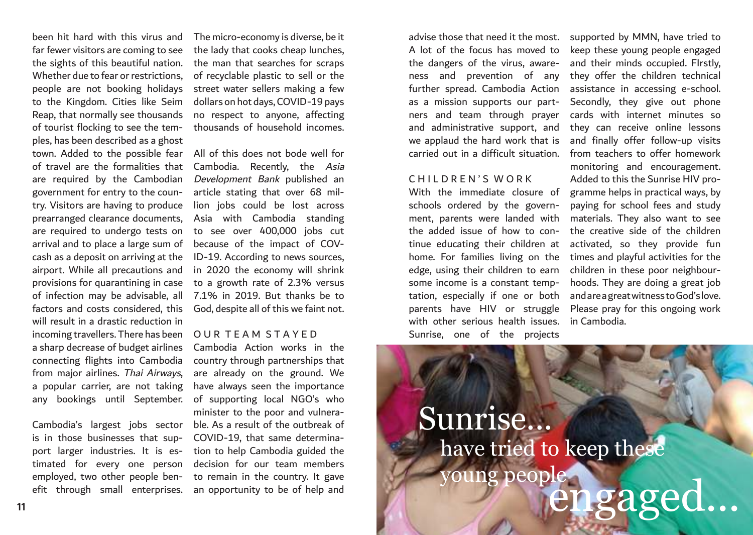been hit hard with this virus and far fewer visitors are coming to see the sights of this beautiful nation. Whether due to fear or restrictions, people are not booking holidays to the Kingdom. Cities like Seim Reap, that normally see thousands of tourist flocking to see the temples, has been described as a ghost town. Added to the possible fear of travel are the formalities that are required by the Cambodian government for entry to the country. Visitors are having to produce prearranged clearance documents, are required to undergo tests on arrival and to place a large sum of cash as a deposit on arriving at the airport. While all precautions and provisions for quarantining in case of infection may be advisable, all factors and costs considered, this will result in a drastic reduction in incoming travellers. There has been a sharp decrease of budget airlines connecting flights into Cambodia from major airlines. *Thai Airways*, a popular carrier, are not taking any bookings until September.

Cambodia's largest jobs sector is in those businesses that support larger industries. It is estimated for every one person employed, two other people benefit through small enterprises. The micro-economy is diverse, be it the lady that cooks cheap lunches, the man that searches for scraps of recyclable plastic to sell or the street water sellers making a few dollars on hot days, COVID-19 pays no respect to anyone, affecting thousands of household incomes.

All of this does not bode well for Cambodia. Recently, the *Asia Development Bank* published an article stating that over 68 million jobs could be lost across Asia with Cambodia standing to see over 400,000 jobs cut because of the impact of COVID-19. According to news sources, in 2020 the economy will shrink to a growth rate of 2.3% versus 7.1% in 2019. But thanks be to God, despite all of this we faint not.

## OUR TEAM STAYED

Cambodia Action works in the country through partnerships that are already on the ground. We have always seen the importance of supporting local NGO's who minister to the poor and vulnerable. As a result of the outbreak of COVID-19, that same determination to help Cambodia guided the decision for our team members to remain in the country. It gave an opportunity to be of help and advise those that need it the most. A lot of the focus has moved to the dangers of the virus, awareness and prevention of any further spread. Cambodia Action as a mission supports our partners and team through prayer and administrative support, and we applaud the hard work that is carried out in a difficult situation.

## CHILDREN'S WORK

With the immediate closure of schools ordered by the government, parents were landed with the added issue of how to continue educating their children at home. For families living on the edge, using their children to earn some income is a constant temptation, especially if one or both parents have HIV or struggle with other serious health issues. Sunrise, one of the projects supported by MMN, have tried to keep these young people engaged and their minds occupied. FIrstly, they offer the children technical assistance in accessing e-school. Secondly, they give out phone cards with internet minutes so they can receive online lessons and finally offer follow-up visits from teachers to offer homework monitoring and encouragement. Added to this the Sunrise HIV programme helps in practical ways, by paying for school fees and study materials. They also want to see the creative side of the children activated, so they provide fun times and playful activities for the children in these poor neighbourhoods. They are doing a great job and are a great witness to God's love. Please pray for this ongoing work in Cambodia.

Sunrise... have tried to keep these young people engaged...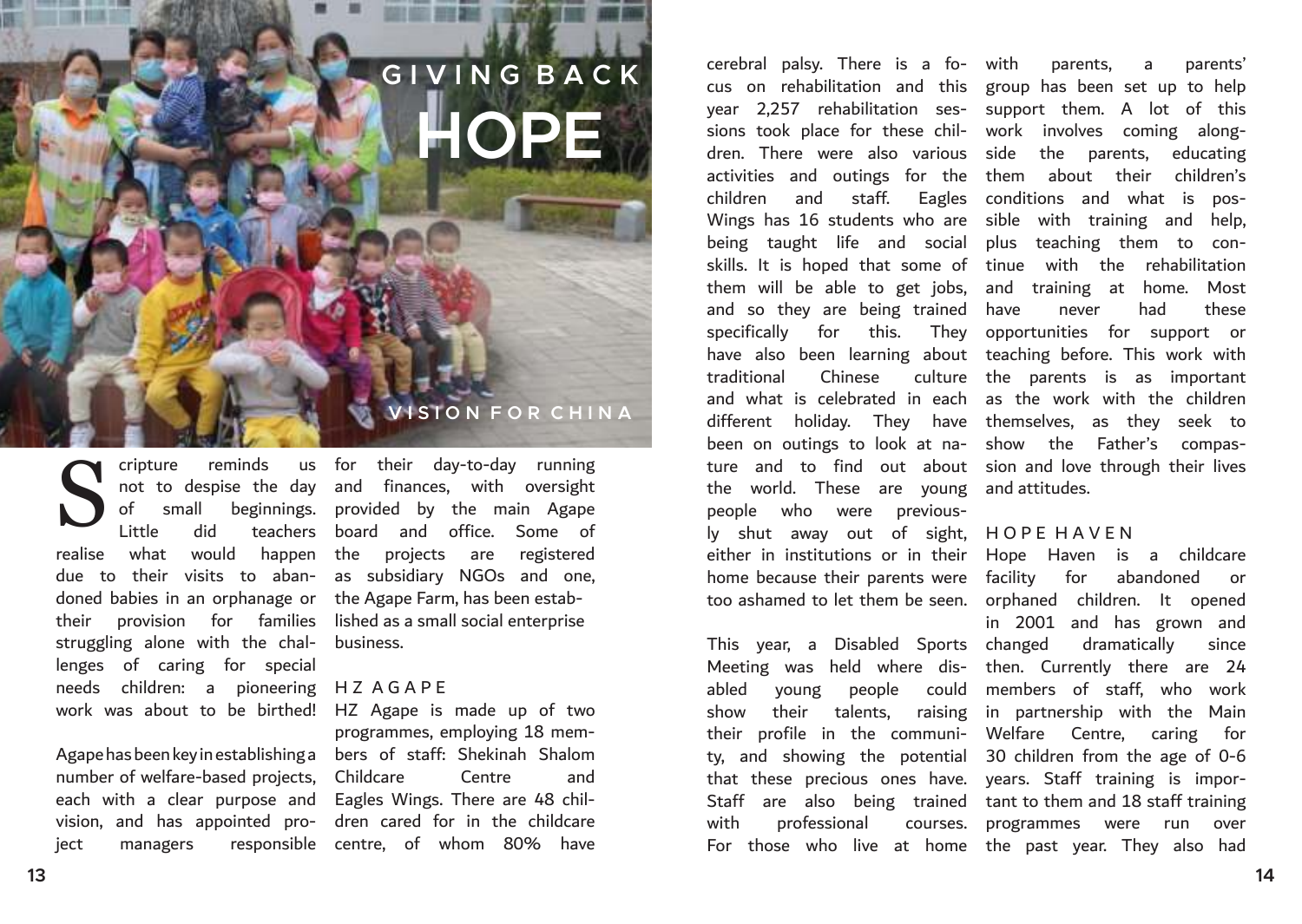# GIVING BACK HOPE

## VISTON FOR CHINA

Scripture reminds us not to despise the day of small beginnings. Little did teachers realise what would happen due to their visits to abandoned babies in an orphanage or their provision for families struggling alone with the challenges of caring for special needs children: a pioneering work was about to be birthed!

Agape has been key in establishing a number of welfare-based projects, each with a clear purpose and vision, and has appointed project managers responsible for their day-to-day running and finances, with oversight provided by the main Agape board and office. Some of the projects are registered as subsidiary NGOs and one, the Agape Farm, has been established as a small social enterprise business.

### HZ AGAPE

HZ Agape is made up of two programmes, employing 18 members of staff: Shekinah Shalom Childcare Centre and Eagles Wings. There are 48 children cared for in the childcare centre, of whom 80% have cerebral palsy. There is a focus on rehabilitation and this year 2,257 rehabilitation sessions took place for these children. There were also various activities and outings for the children and staff. Eagles Wings has 16 students who are being taught life and social skills. It is hoped that some of them will be able to get jobs, and so they are being trained specifically for this. They have also been learning about traditional Chinese culture and what is celebrated in each different holiday. They have been on outings to look at nature and to find out about the world. These are young people who were previously shut away out of sight, either in institutions or in their home because their parents were too ashamed to let them be seen.

This year, a Disabled Sports Meeting was held where disabled young people could show their talents, raising their profile in the community, and showing the potential that these precious ones have. Staff are also being trained with professional courses. For those who live at home with parents, a parents' group has been set up to help support them. A lot of this work involves coming alongside the parents, educating them about their children's conditions and what is possible with training and help, plus teaching them to continue with the rehabilitation and training at home. Most have never had these opportunities for support or teaching before. This work with the parents is as important as the work with the children themselves, as they seek to show the Father's compassion and love through their lives and attitudes.

### HOPE HAVEN

Hope Haven is a childcare facility for abandoned or orphaned children. It opened in 2001 and has grown and changed dramatically since then. Currently there are 24 members of staff, who work in partnership with the Main Welfare Centre, caring for 30 children from the age of 0-6 years. Staff training is important to them and 18 staff training programmes were run over the past year. They also had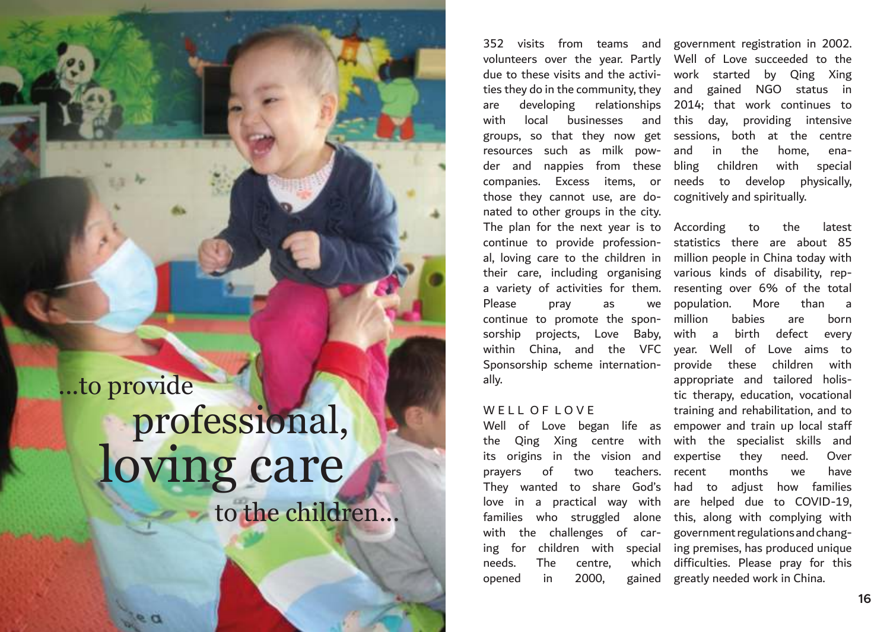...to provide professional, loving care to the children...

352 visits from teams and volunteers over the year. Partly due to these visits and the activities they do in the community, they are developing relationships with local businesses and groups, so that they now get resources such as milk powder and nappies from these companies. Excess items, or those they cannot use, are donated to other groups in the city. The plan for the next year is to continue to provide professional, loving care to the children in their care, including organising a variety of activities for them. Please pray as we continue to promote the sponsorship projects, Love Baby, within China, and the VFC Sponsorship scheme internationally.

## WELL OF LOVE

Well of Love began life as the Qing Xing centre with its origins in the vision and prayers of two teachers. They wanted to share God's love in a practical way with families who struggled alone with the challenges of caring for children with special needs. The centre, which opened in 2000, gained government registration in 2002. Well of Love succeeded to the work started by Qing Xing and gained NGO status in 2014; that work continues to this day, providing intensive sessions, both at the centre and in the home, enabling children with special needs to develop physically, cognitively and spiritually.

According to the latest statistics there are about 85 million people in China today with various kinds of disability, representing over 6% of the total population. More than a million babies are born with a birth defect every year. Well of Love aims to provide these children with appropriate and tailored holistic therapy, education, vocational training and rehabilitation, and to empower and train up local staff with the specialist skills and expertise they need. Over recent months we have had to adjust how families are helped due to COVID-19, this, along with complying with government regulations and changing premises, has produced unique difficulties. Please pray for this greatly needed work in China.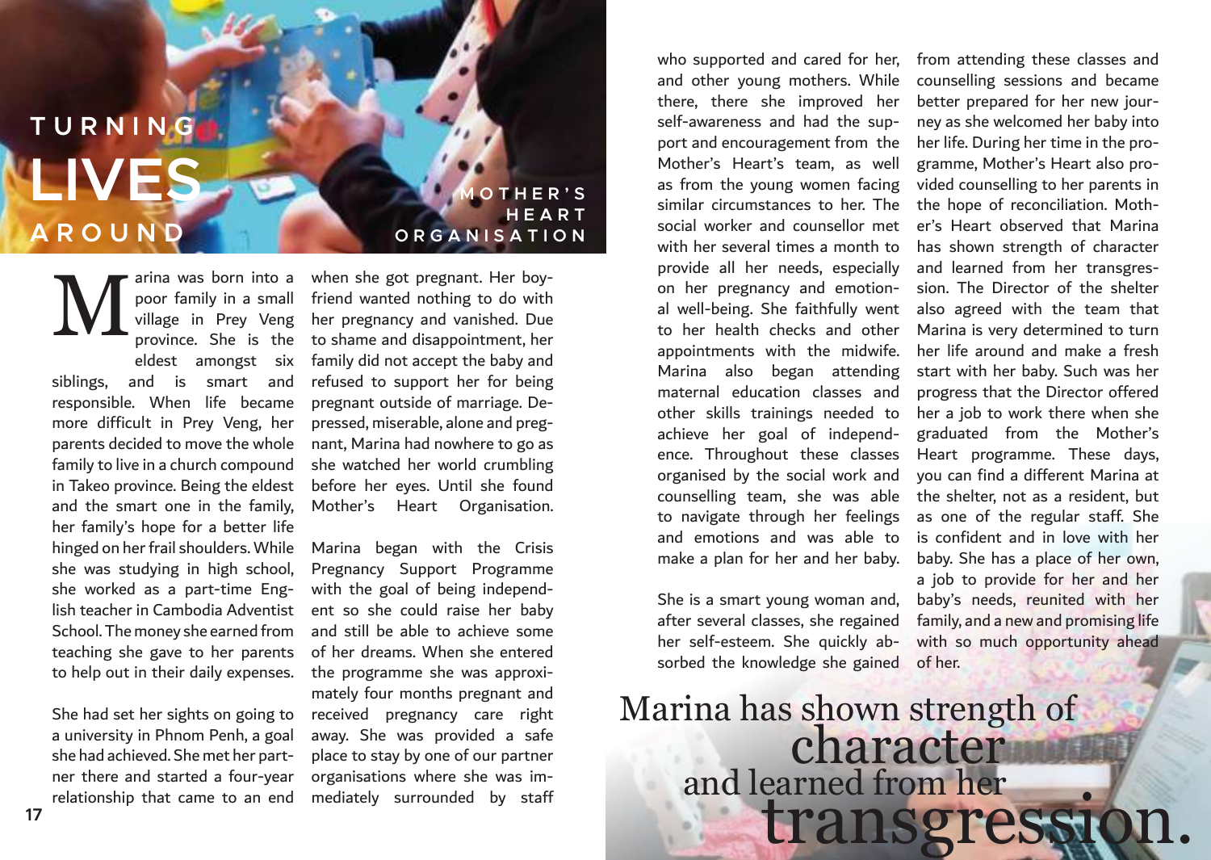# TURNING LIVES AROUND

## MOTHER'S HEART ORGANISATION

Marina was born into a poor family in a small village in Prey Veng province. She is the eldest amongst six siblings, and is smart and responsible. When life became more difficult in Prey Veng, her parents decided to move the whole family to live in a church compound in Takeo province. Being the eldest and the smart one in the family, her family's hope for a better life hinged on her frail shoulders. While she was studying in high school, she worked as a part-time English teacher in Cambodia Adventist School. The money she earned from teaching she gave to her parents to help out in their daily expenses.

She had set her sights on going to a university in Phnom Penh, a goal she had achieved. She met her partner there and started a four-year relationship that came to an end when she got pregnant. Her boyfriend wanted nothing to do with her pregnancy and vanished. Due to shame and disappointment, her family did not accept the baby and refused to support her for being pregnant outside of marriage. Depressed, miserable, alone and pregnant, Marina had nowhere to go as she watched her world crumbling before her eyes. Until she found Mother's Heart Organisation.

Marina began with the Crisis Pregnancy Support Programme with the goal of being independent so she could raise her baby and still be able to achieve some of her dreams. When she entered the programme she was approximately four months pregnant and received pregnancy care right away. She was provided a safe place to stay by one of our partner organisations where she was immediately surrounded by staff who supported and cared for her, and other young mothers. While there, there she improved her self-awareness and had the support and encouragement from the Mother's Heart's team, as well as from the young women facing similar circumstances to her. The social worker and counsellor met with her several times a month to provide all her needs, especially on her pregnancy and emotional well-being. She faithfully went to her health checks and other appointments with the midwife. Marina also began attending maternal education classes and other skills trainings needed to achieve her goal of independence. Throughout these classes organised by the social work and counselling team, she was able to navigate through her feelings and emotions and was able to make a plan for her and her baby.

She is a smart young woman and, after several classes, she regained her self-esteem. She quickly absorbed the knowledge she gained from attending these classes and counselling sessions and became better prepared for her new journey as she welcomed her baby into her life. During her time in the programme, Mother's Heart also provided counselling to her parents in the hope of reconciliation. Mother's Heart observed that Marina has shown strength of character and learned from her transgression. The Director of the shelter also agreed with the team that Marina is very determined to turn her life around and make a fresh start with her baby. Such was her progress that the Director offered her a job to work there when she graduated from the Mother's Heart programme. These days, you can find a different Marina at the shelter, not as a resident, but as one of the regular staff. She is confident and in love with her baby. She has a place of her own, a job to provide for her and her baby's needs, reunited with her family, and a new and promising life with so much opportunity ahead of her.

> Marina has shown strength of character and learned from her transgression.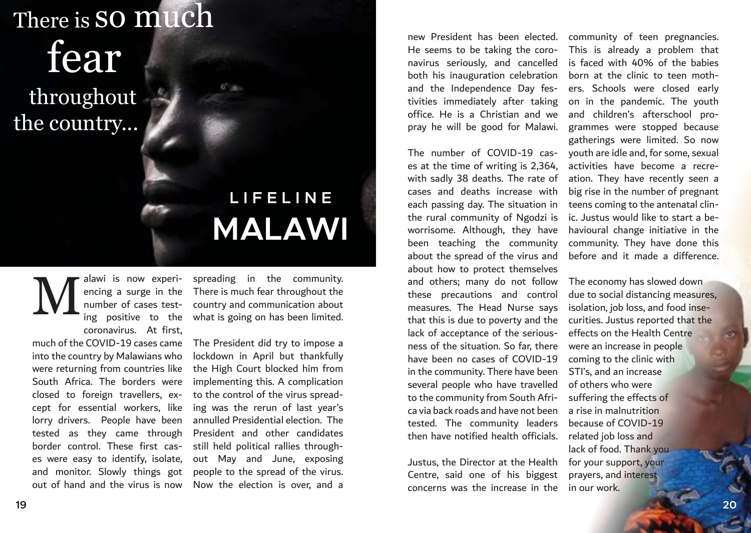# LIFELINE MALAWI

There is so much fear throughout the country...

Malawi is now experiencing a surge in the number of cases testing positive to the coronavirus. At first, much of the COVID-19 cases came into the country by Malawians who were returning from countries like South Africa. The borders were closed to foreign travellers, except for essential workers, like lorry drivers. People have been tested as they came through border control. These first cases were easy to identify, isolate, and monitor. Slowly things got out of hand and the virus is now spreading in the community. There is much fear throughout the country and communication about what is going on has been limited.

The President did try to impose a lockdown in April but thankfully the High Court blocked him from implementing this. A complication to the control of the virus spreading was the rerun of last year's annulled Presidential election. The President and other candidates still held political rallies throughout May and June, exposing people to the spread of the virus. Now the election is over, and a new President has been elected. He seems to be taking the coronavirus seriously, and cancelled both his inauguration celebration and the Independence Day festivities immediately after taking office. He is a Christian and we pray he will be good for Malawi.

The number of COVID-19 cases at the time of writing is 2,364, with sadly 38 deaths. The rate of cases and deaths increase with each passing day. The situation in the rural community of Ngodzi is worrisome. Although, they have been teaching the community about the spread of the virus and about how to protect themselves and others; many do not follow these precautions and control measures. The Head Nurse says that this is due to poverty and the lack of acceptance of the seriousness of the situation. So far, there have been no cases of COVID-19 in the community. There have been several people who have travelled to the community from South Africa via back roads and have not been tested. The community leaders then have notified health officials.

Justus, the Director at the Health Centre, said one of his biggest concerns was the increase in the community of teen pregnancies. This is already a problem that is faced with 40% of the babies born at the clinic to teen mothers. Schools were closed early on in the pandemic. The youth and children's afterschool programmes were stopped because gatherings were limited. So now youth are idle and, for some, sexual activities have become a recreation. They have recently seen a big rise in the number of pregnant teens coming to the antenatal clinic. Justus would like to start a behavioural change initiative in the community. They have done this before and it made a difference.

The economy has slowed down due to social distancing measures, isolation, job loss, and food insecurities. Justus reported that the effects on the Health Centre were an increase in people coming to the clinic with STI's, and an increase of others who were suffering the effects of a rise in malnutrition because of COVID-19 related job loss and lack of food. Thank you for your support, your prayers, and interest in our work.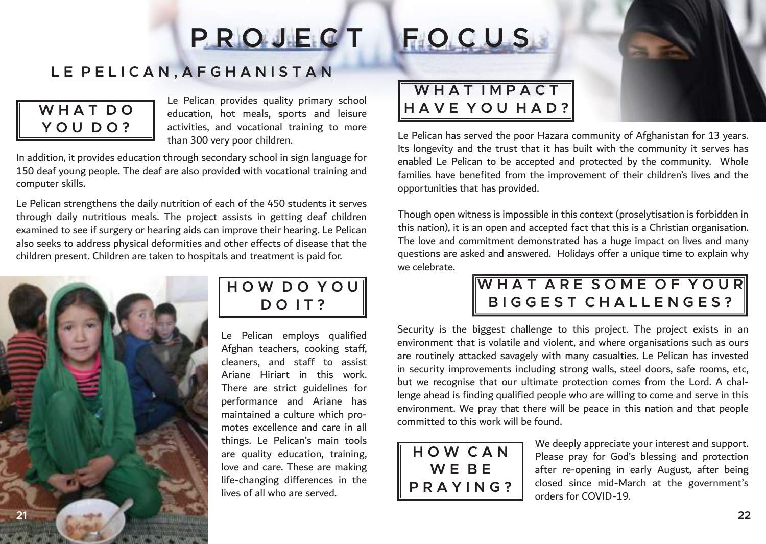# PROJECT FOCUS

## LE PELICAN, AFGHANISTAN

### WHAT DO YOU DO?

Le Pelican provides quality primary school education, hot meals, sports and leisure activities, and vocational training to more than 300 very poor children.

In addition, it provides education through secondary school in sign language for 150 deaf young people. The deaf are also provided with vocational training and computer skills.

Le Pelican strengthens the daily nutrition of each of the 450 students it serves through daily nutritious meals. The project assists in getting deaf children examined to see if surgery or hearing aids can improve their hearing. Le Pelican also seeks to address physical deformities and other effects of disease that the children present. Children are taken to hospitals and treatment is paid for.

### HOW DO YOU DO IT?

Le Pelican employs qualified Afghan teachers, cooking staff, cleaners, and staff to assist Ariane Hiriart in this work. There are strict guidelines for performance and Ariane has maintained a culture which promotes excellence and care in all things. Le Pelican's main tools are quality education, training, love and care. These are making life-changing differences in the lives of all who are served.

### WHAT IMPACT HAVE YOU HAD?

Le Pelican has served the poor Hazara community of Afghanistan for 13 years. Its longevity and the trust that it has built with the community it serves has enabled Le Pelican to be accepted and protected by the community. Whole families have benefited from the improvement of their children's lives and the opportunities that has provided.

Though open witness is impossible in this context (proselytisation is forbidden in this nation), it is an open and accepted fact that this is a Christian organisation. The love and commitment demonstrated has a huge impact on lives and many questions are asked and answered. Holidays offer a unique time to explain why we celebrate.

### WHAT ARE SOME OF YOUR BIGGEST CHALLENGES?

Security is the biggest challenge to this project. The project exists in an environment that is volatile and violent, and where organisations such as ours are routinely attacked savagely with many casualties. Le Pelican has invested in security improvements including strong walls, steel doors, safe rooms, etc, but we recognise that our ultimate protection comes from the Lord. A challenge ahead is finding qualified people who are willing to come and serve in this environment. We pray that there will be peace in this nation and that people committed to this work will be found.

### HOW CAN WE BE PRAYING?

We deeply appreciate your interest and support. Please pray for God's blessing and protection after re-opening in early August, after being closed since mid-March at the government's orders for COVID-19.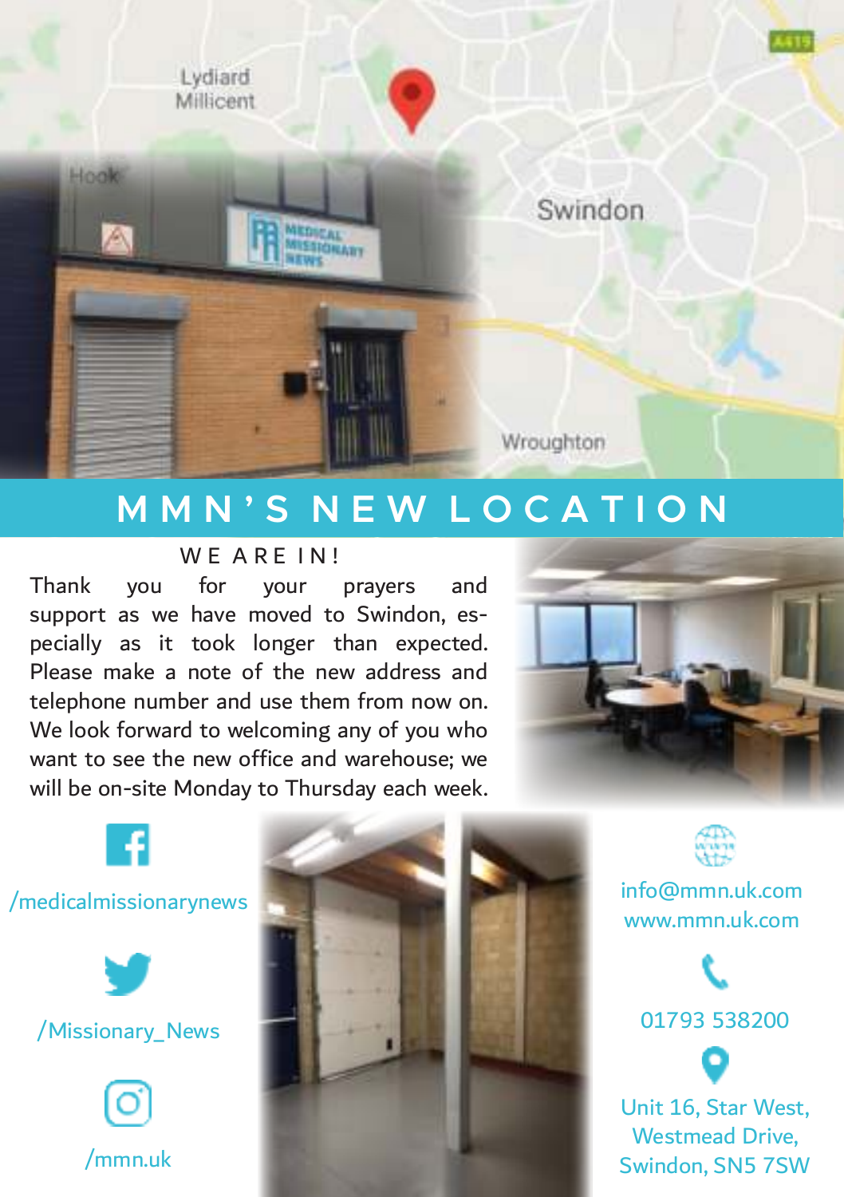# MMN'S NEW LOCATION

WE ARE IN!

Thank you for your prayers and support as we have moved to Swindon, especially as it took longer than expected. Please make a note of the new address and telephone number and use them from now on. We look forward to welcoming any of you who want to see the new office and warehouse; we will be on-site Monday to Thursday each week.

/medicalmissionarynews

/Missionary_News

/mmn.uk

info@mmn.uk.com
www.mmn.uk.com

01793 538200

Unit 16, Star West,
Westmead Drive,
Swindon, SN5 7SW